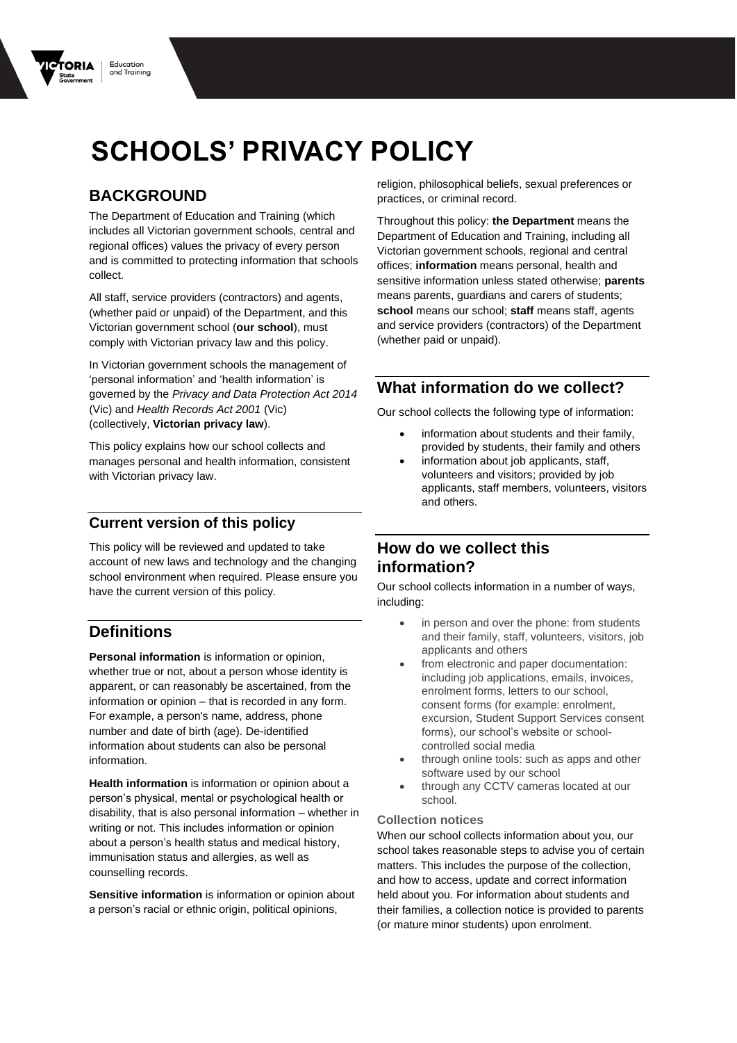# SCHOOLS' PRIVACY POLICY

## BACKGROUND

The Department of Education and Training (which includes all Victorian government schools, central and regional offices) values the privacy of every person and is committed to protecting information that schools collect.

All staff, service providers (contractors) and agents, (whether paid or unpaid) of the Department, and this Victorian government school (**our school**), must comply with Victorian privacy law and this policy.

In Victorian government schools the management of 'personal information' and 'health information' is governed by the *Privacy and Data Protection Act 2014* (Vic) and *Health Records Act 2001* (Vic) (collectively, **Victorian privacy law**).

This policy explains how our school collects and manages personal and health information, consistent with Victorian privacy law.

## Current version of this policy

This policy will be reviewed and updated to take account of new laws and technology and the changing school environment when required. Please ensure you have the current version of this policy.

## Definitions

**Personal information** is information or opinion, whether true or not, about a person whose identity is apparent, or can reasonably be ascertained, from the information or opinion – that is recorded in any form. For example, a person's name, address, phone number and date of birth (age). De-identified information about students can also be personal information.

**Health information** is information or opinion about a person's physical, mental or psychological health or disability, that is also personal information – whether in writing or not. This includes information or opinion about a person's health status and medical history, immunisation status and allergies, as well as counselling records.

**Sensitive information** is information or opinion about a person's racial or ethnic origin, political opinions, religion, philosophical beliefs, sexual preferences or practices, or criminal record.

Throughout this policy: **the Department** means the Department of Education and Training, including all Victorian government schools, regional and central offices; **information** means personal, health and sensitive information unless stated otherwise; **parents** means parents, guardians and carers of students; **school** means our school; **staff** means staff, agents and service providers (contractors) of the Department (whether paid or unpaid).

## What information do we collect?

Our school collects the following type of information:

- information about students and their family, provided by students, their family and others
- information about job applicants, staff, volunteers and visitors; provided by job applicants, staff members, volunteers, visitors and others.

## How do we collect this information?

Our school collects information in a number of ways, including:

- in person and over the phone: from students and their family, staff, volunteers, visitors, job applicants and others
- from electronic and paper documentation: including job applications, emails, invoices, enrolment forms, letters to our school, consent forms (for example: enrolment, excursion, Student Support Services consent forms), our school's website or school-controlled social media
- through online tools: such as apps and other software used by our school
- through any CCTV cameras located at our school.

### Collection notices

When our school collects information about you, our school takes reasonable steps to advise you of certain matters. This includes the purpose of the collection, and how to access, update and correct information held about you. For information about students and their families, a collection notice is provided to parents (or mature minor students) upon enrolment.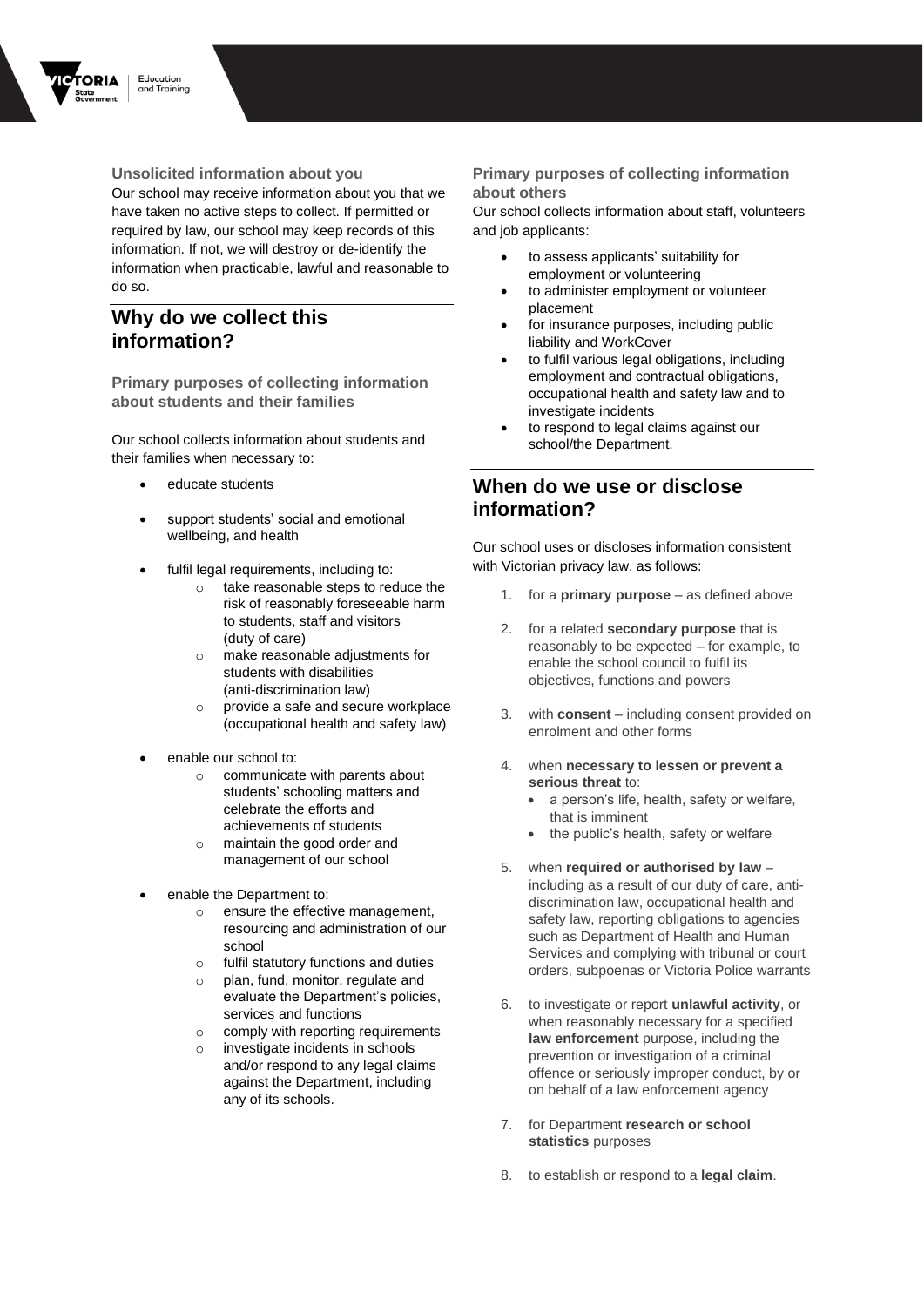### Unsolicited information about you

Our school may receive information about you that we have taken no active steps to collect. If permitted or required by law, our school may keep records of this information. If not, we will destroy or de-identify the information when practicable, lawful and reasonable to do so.

## Why do we collect this information?

### Primary purposes of collecting information about students and their families

Our school collects information about students and their families when necessary to:

- educate students
- support students' social and emotional wellbeing, and health
- fulfil legal requirements, including to:
  - take reasonable steps to reduce the risk of reasonably foreseeable harm to students, staff and visitors (duty of care)
  - make reasonable adjustments for students with disabilities (anti-discrimination law)
  - provide a safe and secure workplace (occupational health and safety law)
- enable our school to:
  - communicate with parents about students' schooling matters and celebrate the efforts and achievements of students
  - maintain the good order and management of our school
- enable the Department to:
  - ensure the effective management, resourcing and administration of our school
  - fulfil statutory functions and duties
  - plan, fund, monitor, regulate and evaluate the Department's policies, services and functions
  - comply with reporting requirements
  - investigate incidents in schools and/or respond to any legal claims against the Department, including any of its schools.

### Primary purposes of collecting information about others

Our school collects information about staff, volunteers and job applicants:

- to assess applicants' suitability for employment or volunteering
- to administer employment or volunteer placement
- for insurance purposes, including public liability and WorkCover
- to fulfil various legal obligations, including employment and contractual obligations, occupational health and safety law and to investigate incidents
- to respond to legal claims against our school/the Department.

## When do we use or disclose information?

Our school uses or discloses information consistent with Victorian privacy law, as follows:

1. for a **primary purpose** – as defined above
2. for a related **secondary purpose** that is reasonably to be expected – for example, to enable the school council to fulfil its objectives, functions and powers
3. with **consent** – including consent provided on enrolment and other forms
4. when **necessary to lessen or prevent a serious threat** to:
   - a person's life, health, safety or welfare, that is imminent
   - the public's health, safety or welfare
5. when **required or authorised by law** – including as a result of our duty of care, anti-discrimination law, occupational health and safety law, reporting obligations to agencies such as Department of Health and Human Services and complying with tribunal or court orders, subpoenas or Victoria Police warrants
6. to investigate or report **unlawful activity**, or when reasonably necessary for a specified **law enforcement** purpose, including the prevention or investigation of a criminal offence or seriously improper conduct, by or on behalf of a law enforcement agency
7. for Department **research or school statistics** purposes
8. to establish or respond to a **legal claim**.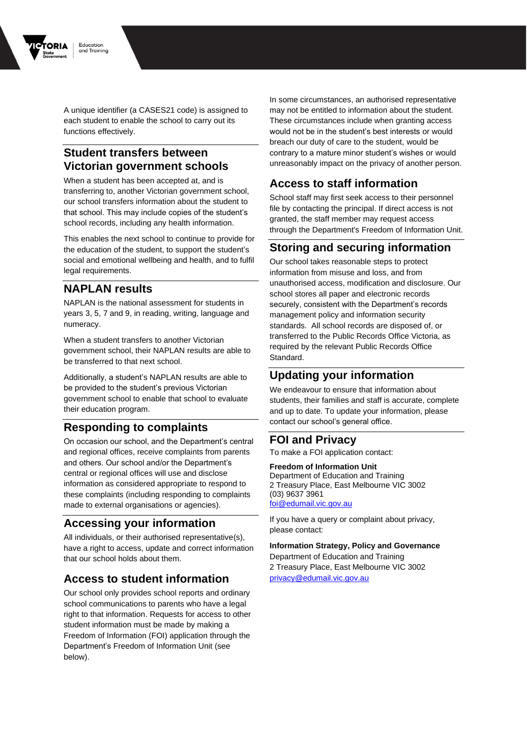A unique identifier (a CASES21 code) is assigned to each student to enable the school to carry out its functions effectively.

## Student transfers between Victorian government schools

When a student has been accepted at, and is transferring to, another Victorian government school, our school transfers information about the student to that school. This may include copies of the student's school records, including any health information.

This enables the next school to continue to provide for the education of the student, to support the student's social and emotional wellbeing and health, and to fulfil legal requirements.

## NAPLAN results

NAPLAN is the national assessment for students in years 3, 5, 7 and 9, in reading, writing, language and numeracy.

When a student transfers to another Victorian government school, their NAPLAN results are able to be transferred to that next school.

Additionally, a student's NAPLAN results are able to be provided to the student's previous Victorian government school to enable that school to evaluate their education program.

## Responding to complaints

On occasion our school, and the Department's central and regional offices, receive complaints from parents and others. Our school and/or the Department's central or regional offices will use and disclose information as considered appropriate to respond to these complaints (including responding to complaints made to external organisations or agencies).

## Accessing your information

All individuals, or their authorised representative(s), have a right to access, update and correct information that our school holds about them.

## Access to student information

Our school only provides school reports and ordinary school communications to parents who have a legal right to that information. Requests for access to other student information must be made by making a Freedom of Information (FOI) application through the Department's Freedom of Information Unit (see below).

In some circumstances, an authorised representative may not be entitled to information about the student. These circumstances include when granting access would not be in the student's best interests or would breach our duty of care to the student, would be contrary to a mature minor student's wishes or would unreasonably impact on the privacy of another person.

## Access to staff information

School staff may first seek access to their personnel file by contacting the principal. If direct access is not granted, the staff member may request access through the Department's Freedom of Information Unit.

## Storing and securing information

Our school takes reasonable steps to protect information from misuse and loss, and from unauthorised access, modification and disclosure. Our school stores all paper and electronic records securely, consistent with the Department's records management policy and information security standards. All school records are disposed of, or transferred to the Public Records Office Victoria, as required by the relevant Public Records Office Standard.

## Updating your information

We endeavour to ensure that information about students, their families and staff is accurate, complete and up to date. To update your information, please contact our school's general office.

## FOI and Privacy

To make a FOI application contact:

**Freedom of Information Unit**
Department of Education and Training
2 Treasury Place, East Melbourne VIC 3002
(03) 9637 3961
foi@edumail.vic.gov.au

If you have a query or complaint about privacy, please contact:

**Information Strategy, Policy and Governance**
Department of Education and Training
2 Treasury Place, East Melbourne VIC 3002
privacy@edumail.vic.gov.au